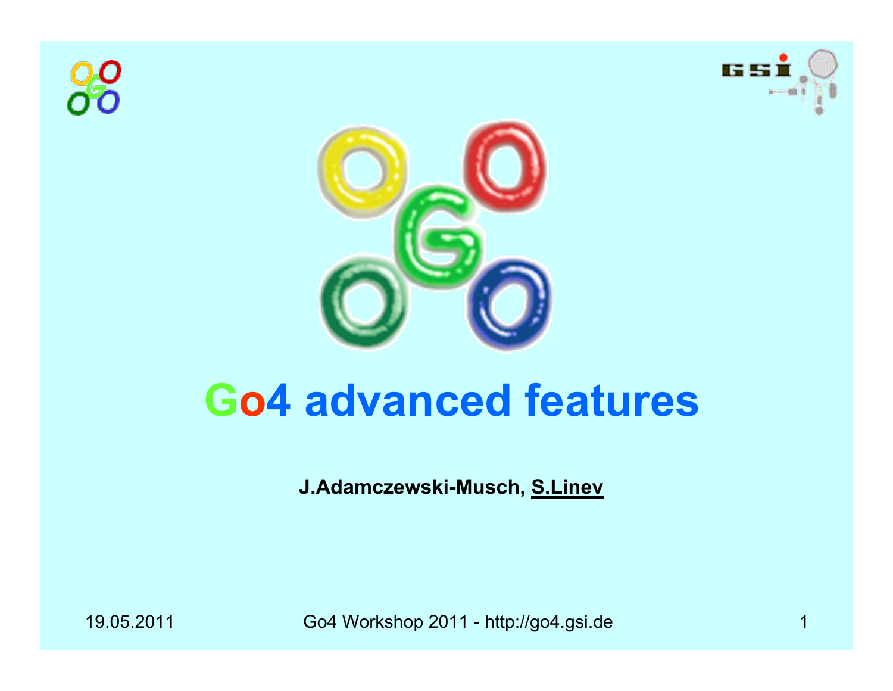# Go4 advanced features

**J.Adamczewski-Musch, S.Linev**

19.05.2011

Go4 Workshop 2011 - http://go4.gsi.de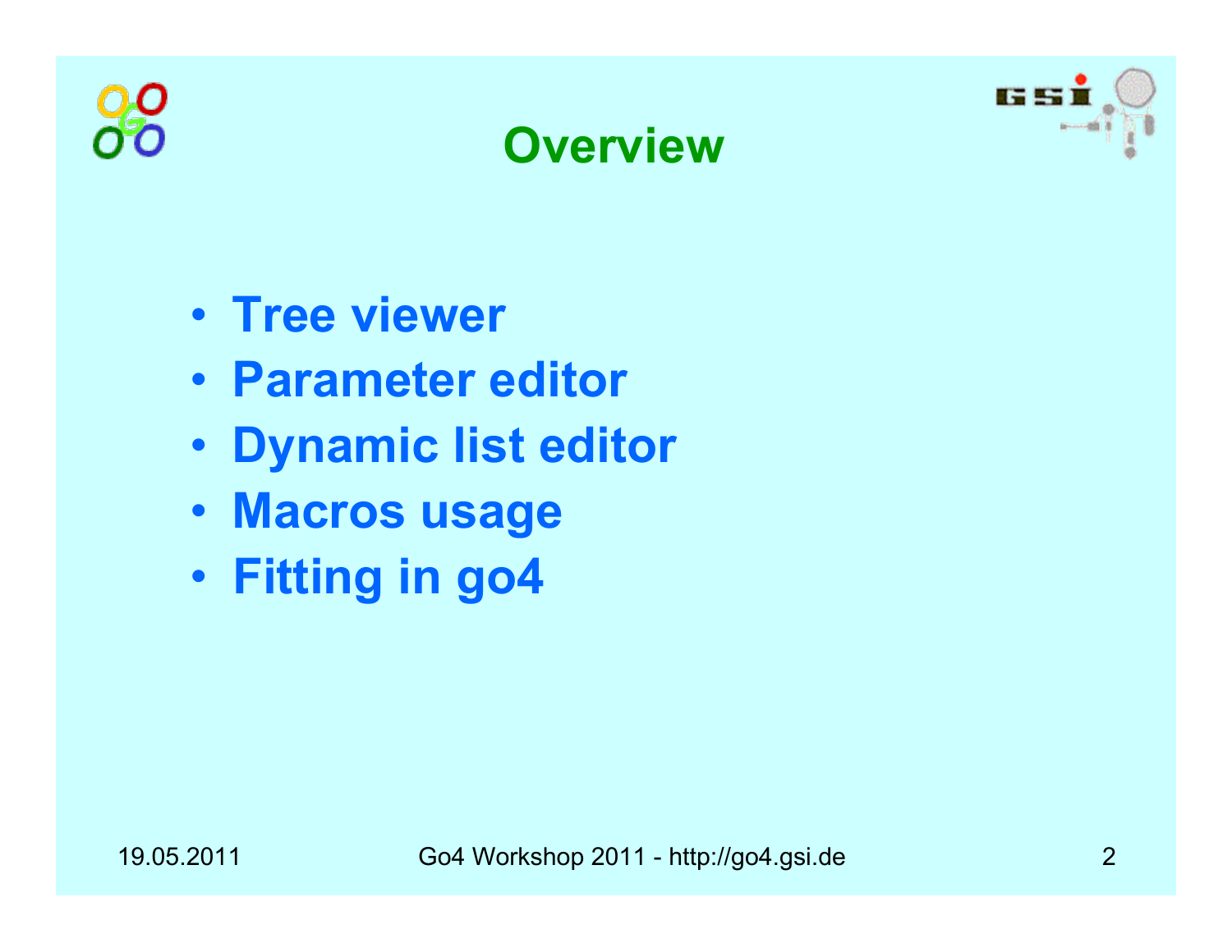# Overview

- **Tree viewer**
- **Parameter editor**
- **Dynamic list editor**
- **Macros usage**
- **Fitting in go4**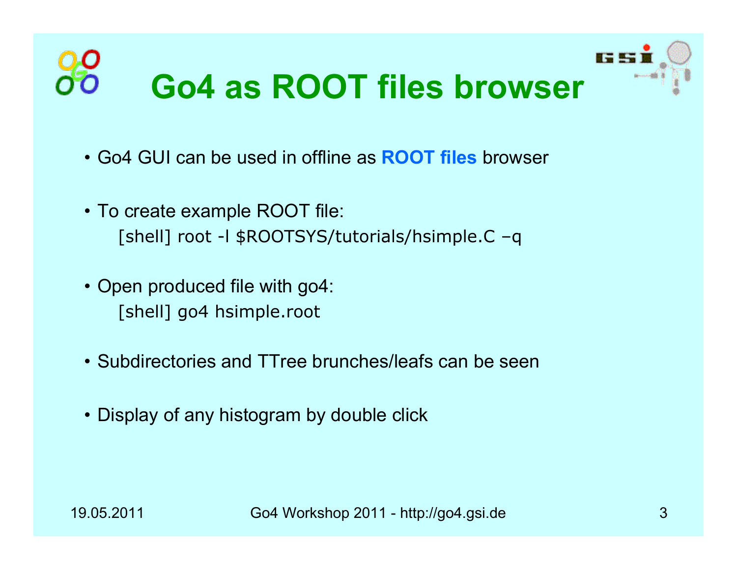# Go4 as ROOT files browser

- Go4 GUI can be used in offline as **ROOT files** browser
- To create example ROOT file:

  ```
  [shell] root -l $ROOTSYS/tutorials/hsimple.C –q
  ```

- Open produced file with go4:

  ```
  [shell] go4 hsimple.root
  ```

- Subdirectories and TTree brunches/leafs can be seen
- Display of any histogram by double click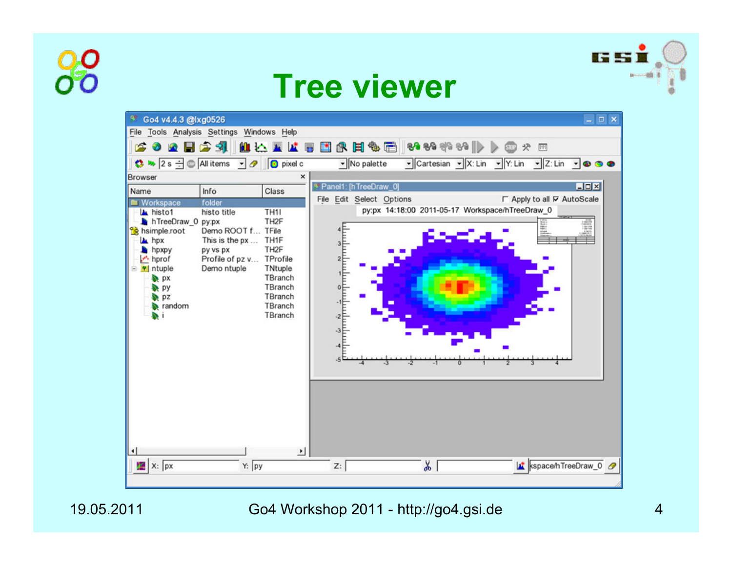# Tree viewer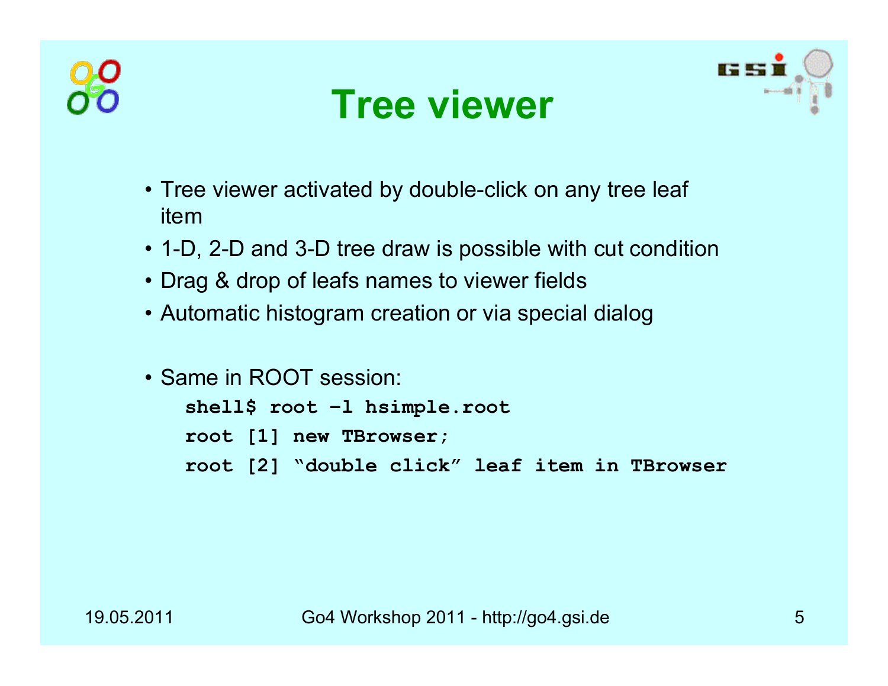# Tree viewer

- Tree viewer activated by double-click on any tree leaf item
- 1-D, 2-D and 3-D tree draw is possible with cut condition
- Drag & drop of leafs names to viewer fields
- Automatic histogram creation or via special dialog

- Same in ROOT session:

```
shell$ root –l hsimple.root
root [1] new TBrowser;
root [2] "double click" leaf item in TBrowser
```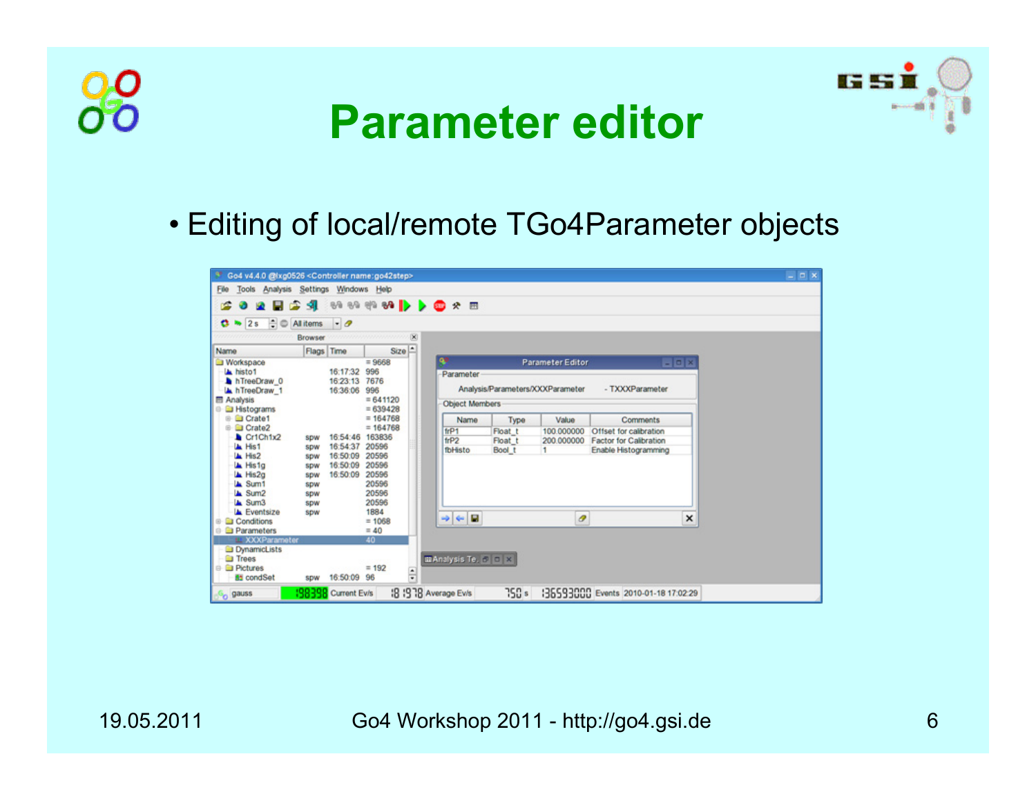# Parameter editor

- Editing of local/remote TGo4Parameter objects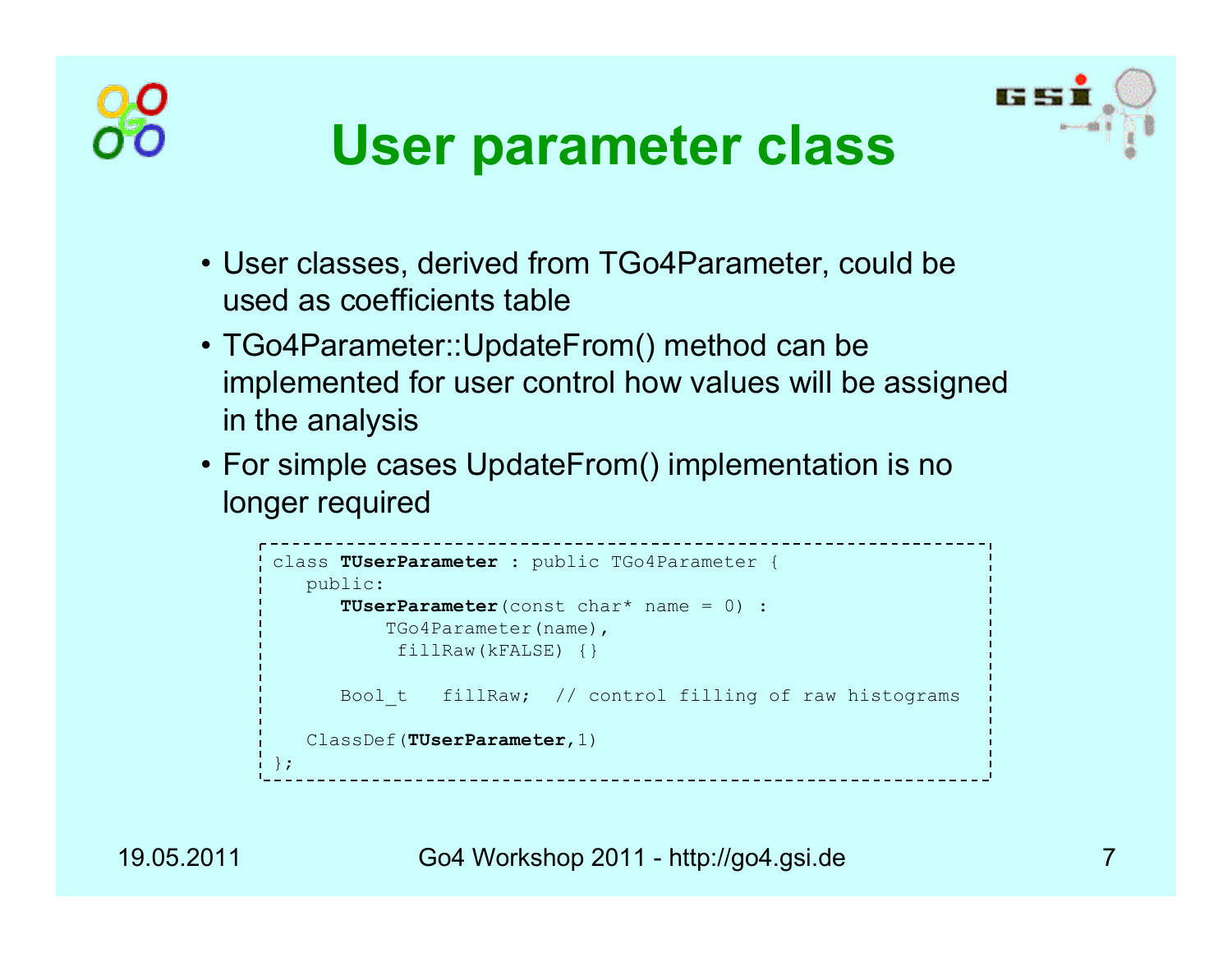# User parameter class

- User classes, derived from TGo4Parameter, could be used as coefficients table
- TGo4Parameter::UpdateFrom() method can be implemented for user control how values will be assigned in the analysis
- For simple cases UpdateFrom() implementation is no longer required

```
class TUserParameter : public TGo4Parameter {
   public:
      TUserParameter(const char* name = 0) :
          TGo4Parameter(name),
           fillRaw(kFALSE) {}

      Bool_t   fillRaw;  // control filling of raw histograms

   ClassDef(TUserParameter,1)
};
```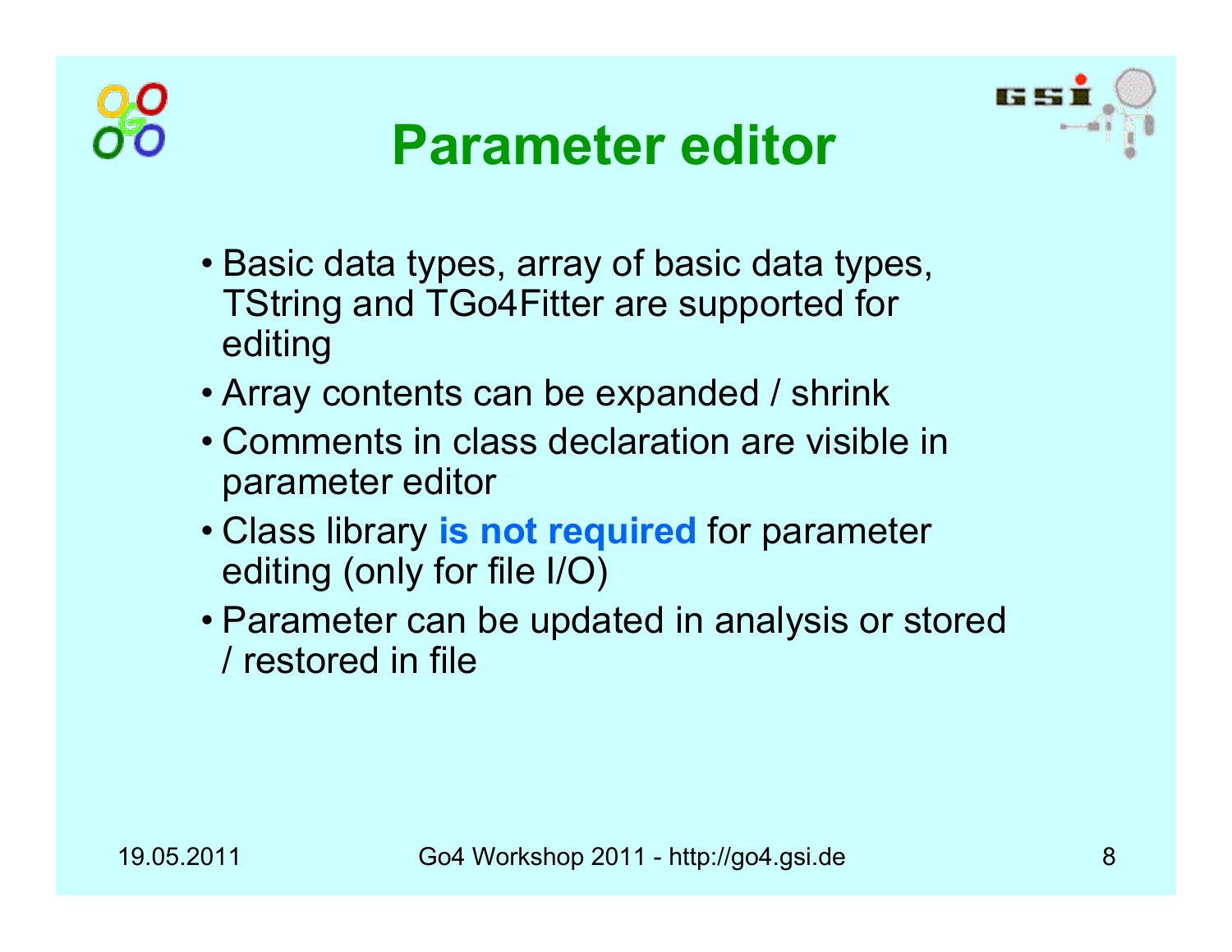# Parameter editor

- Basic data types, array of basic data types, TString and TGo4Fitter are supported for editing
- Array contents can be expanded / shrink
- Comments in class declaration are visible in parameter editor
- Class library **is not required** for parameter editing (only for file I/O)
- Parameter can be updated in analysis or stored / restored in file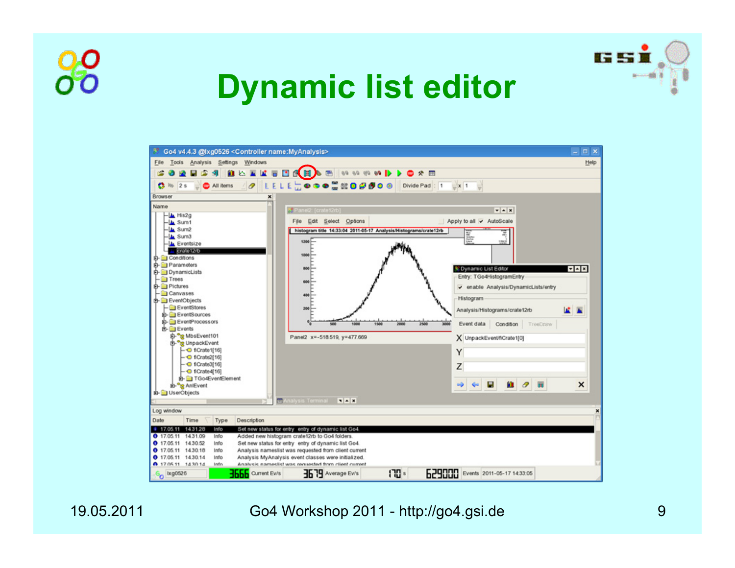# Dynamic list editor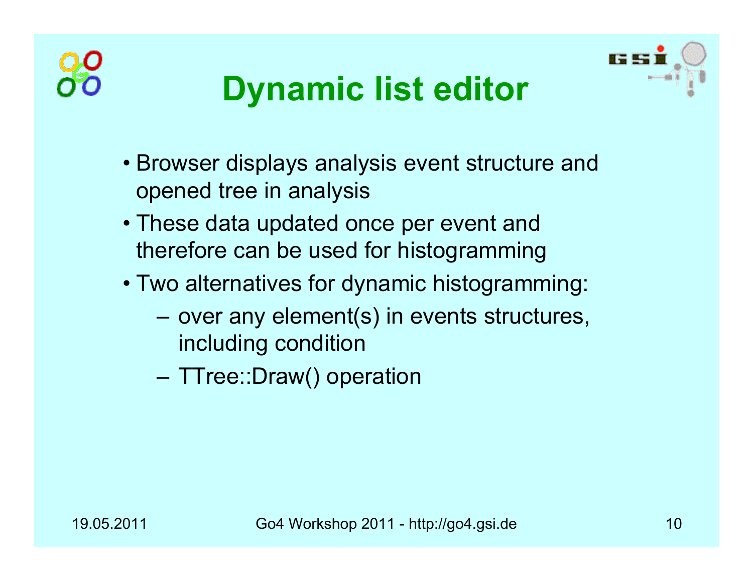# Dynamic list editor

- Browser displays analysis event structure and opened tree in analysis
- These data updated once per event and therefore can be used for histogramming
- Two alternatives for dynamic histogramming:
  - over any element(s) in events structures, including condition
  - TTree::Draw() operation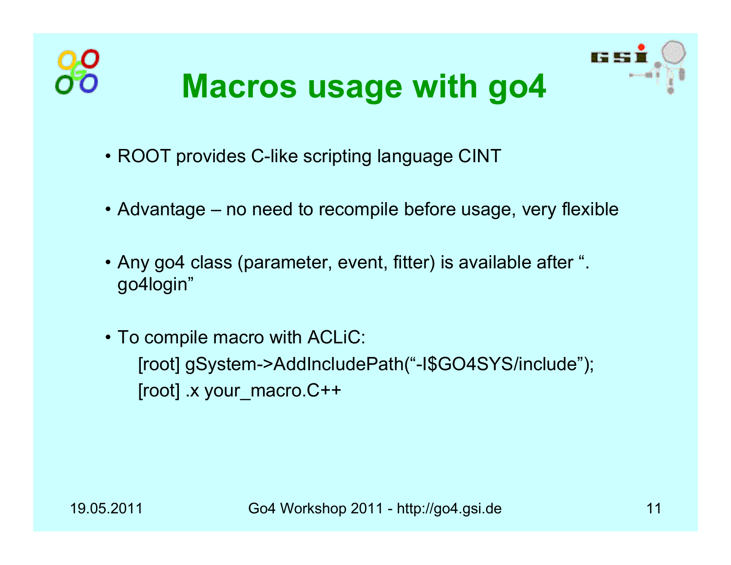# Macros usage with go4

- ROOT provides C-like scripting language CINT
- Advantage – no need to recompile before usage, very flexible
- Any go4 class (parameter, event, fitter) is available after ". go4login"
- To compile macro with ACLiC:

```
[root] gSystem->AddIncludePath("-I$GO4SYS/include");
[root] .x your_macro.C++
```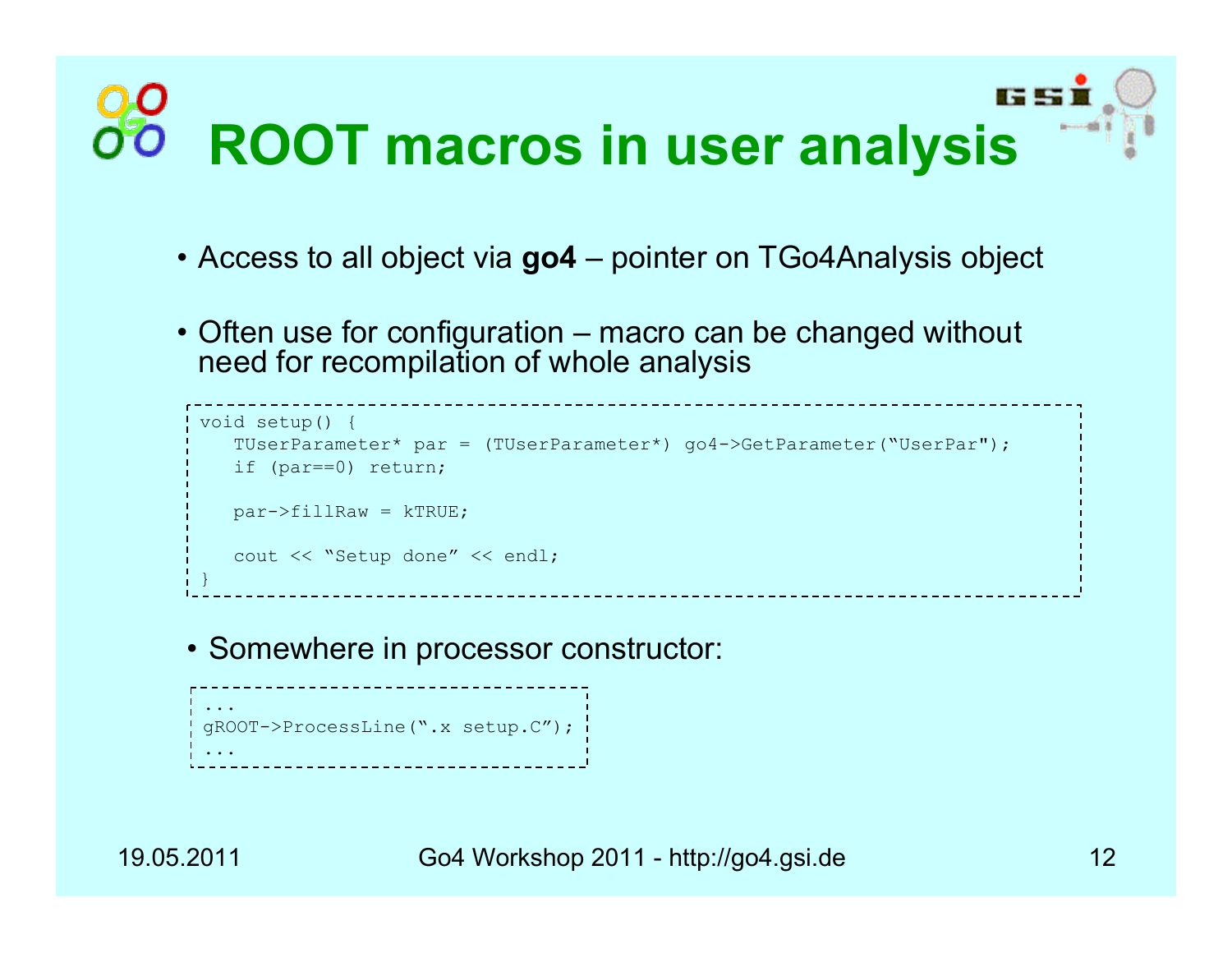# ROOT macros in user analysis

- Access to all object via **go4** – pointer on TGo4Analysis object
- Often use for configuration – macro can be changed without need for recompilation of whole analysis

```
void setup() {
   TUserParameter* par = (TUserParameter*) go4->GetParameter("UserPar");
   if (par==0) return;

   par->fillRaw = kTRUE;

   cout << "Setup done" << endl;
}
```

- Somewhere in processor constructor:

```
...
gROOT->ProcessLine(".x setup.C");
...
```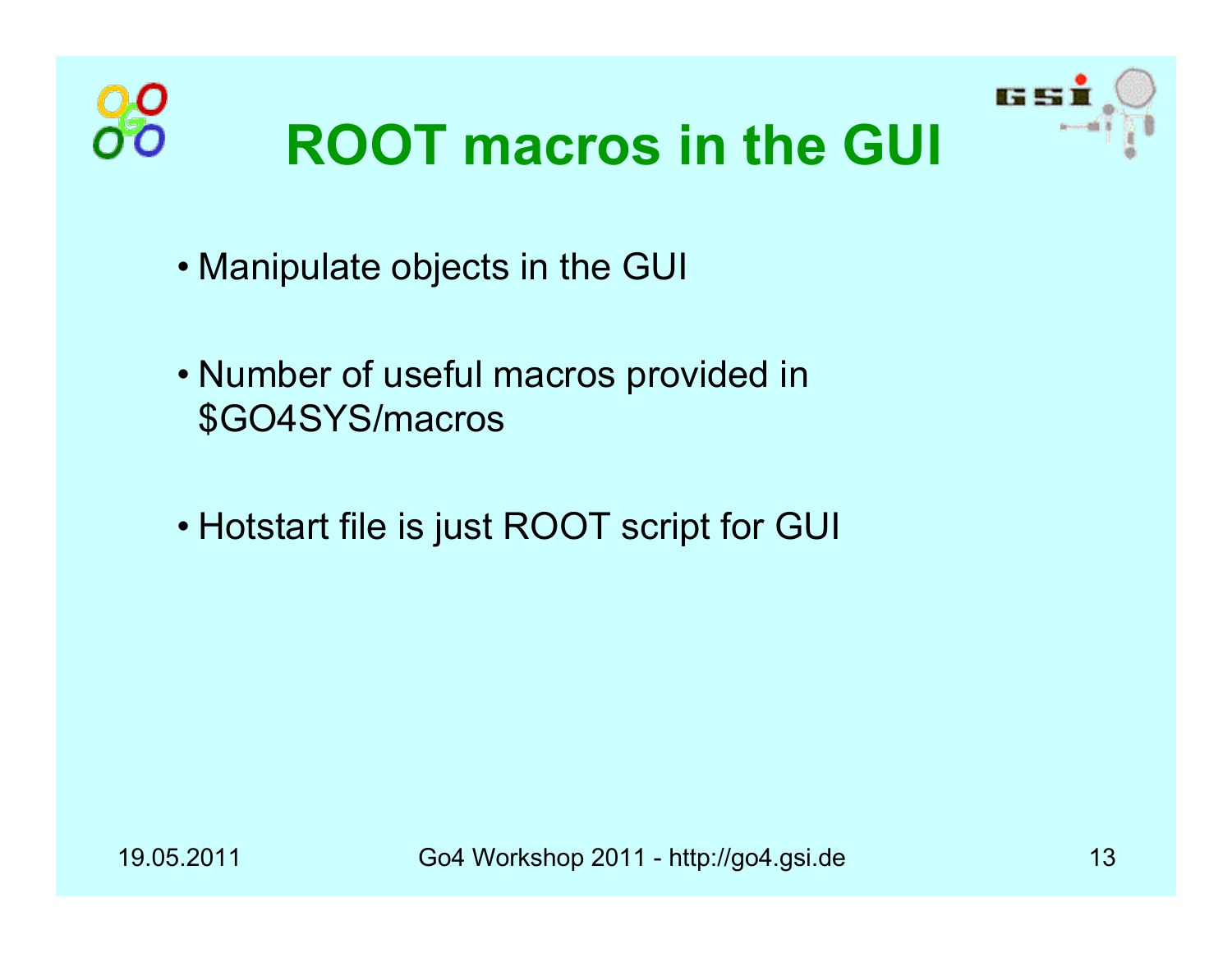# ROOT macros in the GUI

- Manipulate objects in the GUI
- Number of useful macros provided in $GO4SYS/macros
- Hotstart file is just ROOT script for GUI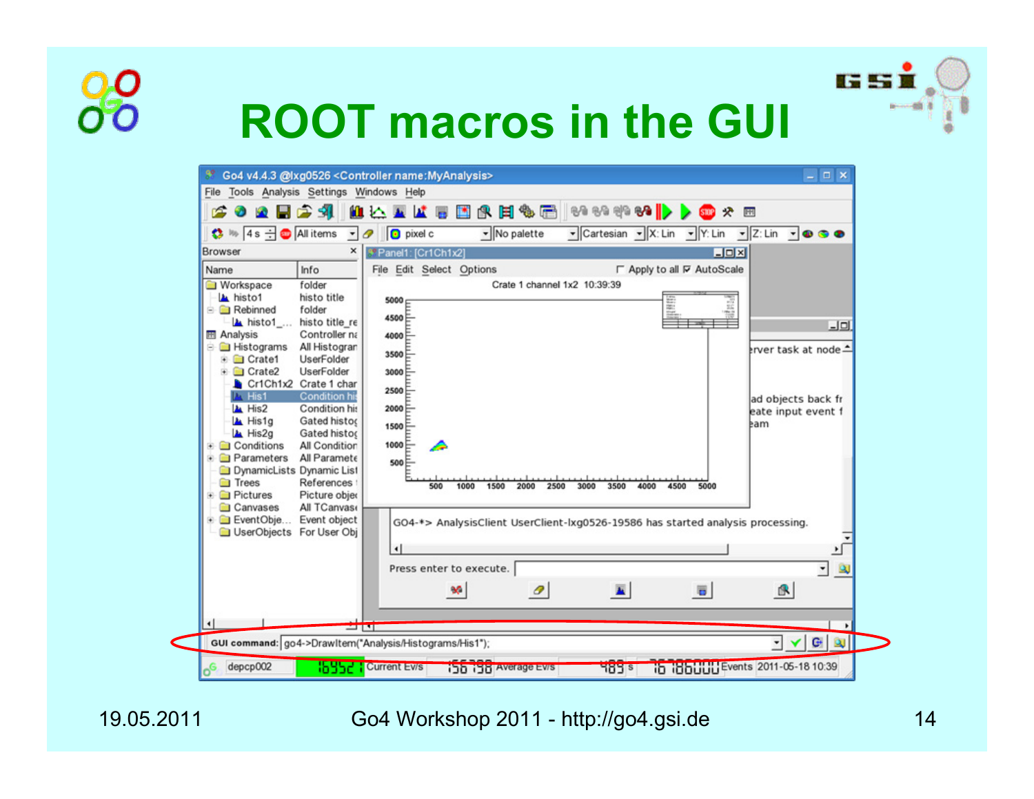# ROOT macros in the GUI

GUI command: go4->DrawItem("Analysis/Histograms/His1");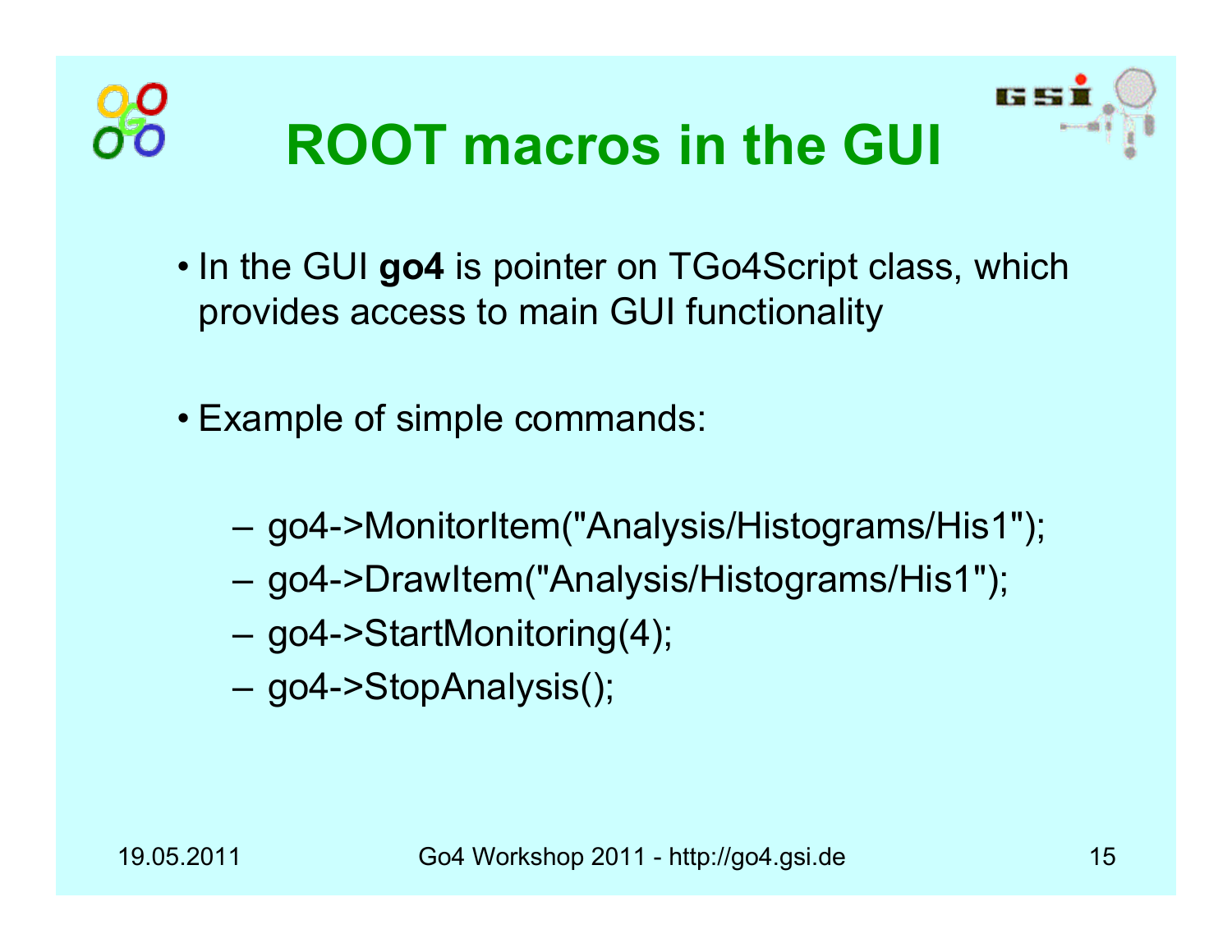# ROOT macros in the GUI

- In the GUI **go4** is pointer on TGo4Script class, which provides access to main GUI functionality

- Example of simple commands:

  - go4->MonitorItem("Analysis/Histograms/His1");
  - go4->DrawItem("Analysis/Histograms/His1");
  - go4->StartMonitoring(4);
  - go4->StopAnalysis();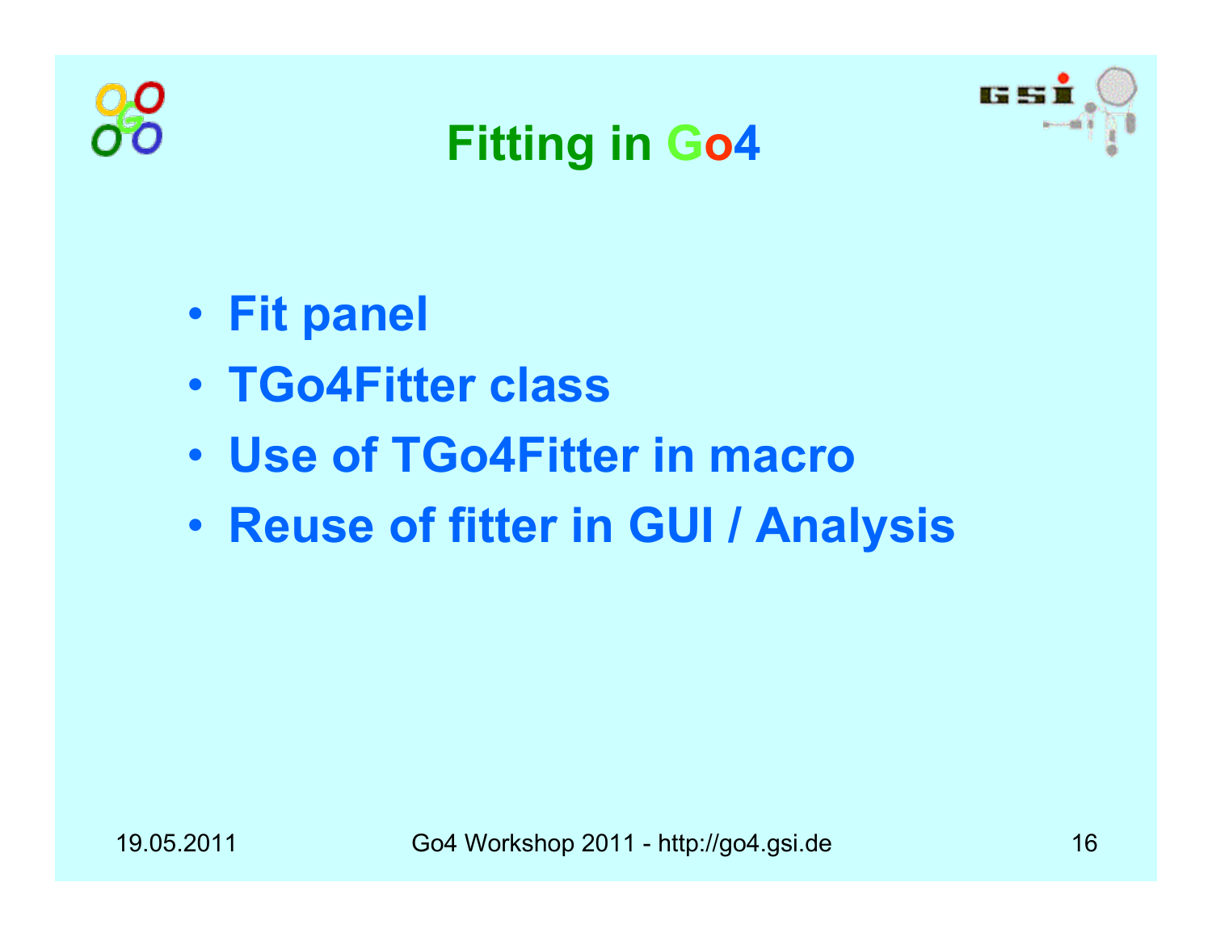# Fitting in Go4

- **Fit panel**
- **TGo4Fitter class**
- **Use of TGo4Fitter in macro**
- **Reuse of fitter in GUI / Analysis**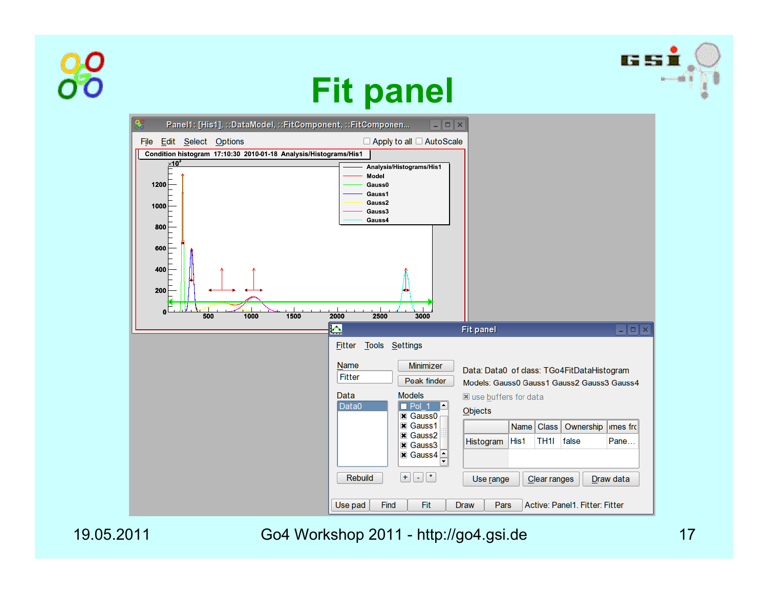# Fit panel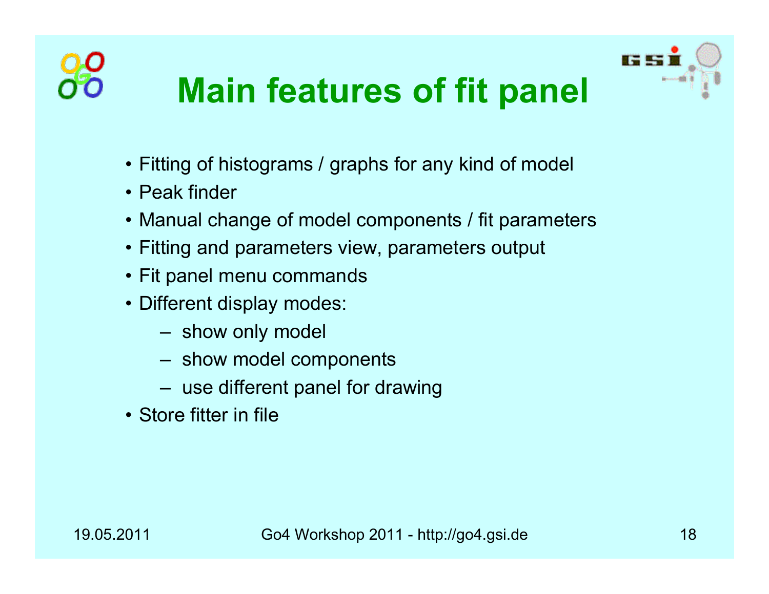# Main features of fit panel

- Fitting of histograms / graphs for any kind of model
- Peak finder
- Manual change of model components / fit parameters
- Fitting and parameters view, parameters output
- Fit panel menu commands
- Different display modes:
  - show only model
  - show model components
  - use different panel for drawing
- Store fitter in file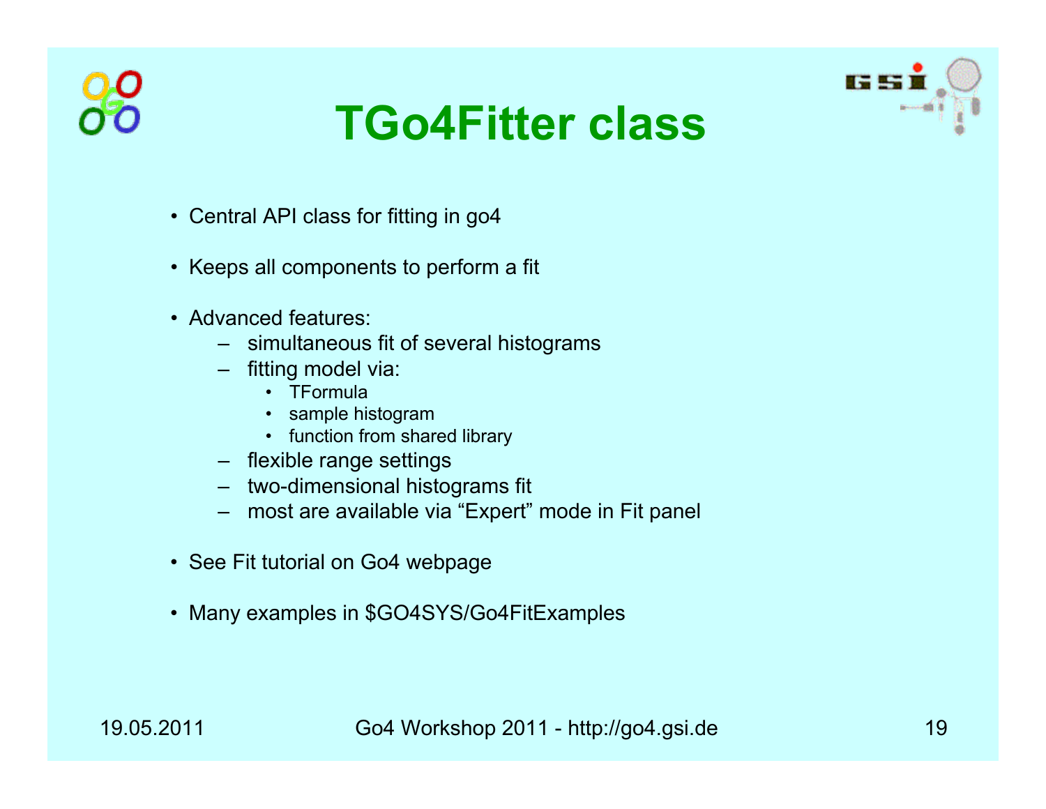# TGo4Fitter class

- Central API class for fitting in go4
- Keeps all components to perform a fit
- Advanced features:
  - simultaneous fit of several histograms
  - fitting model via:
    - TFormula
    - sample histogram
    - function from shared library
  - flexible range settings
  - two-dimensional histograms fit
  - most are available via “Expert” mode in Fit panel
- See Fit tutorial on Go4 webpage
- Many examples in $GO4SYS/Go4FitExamples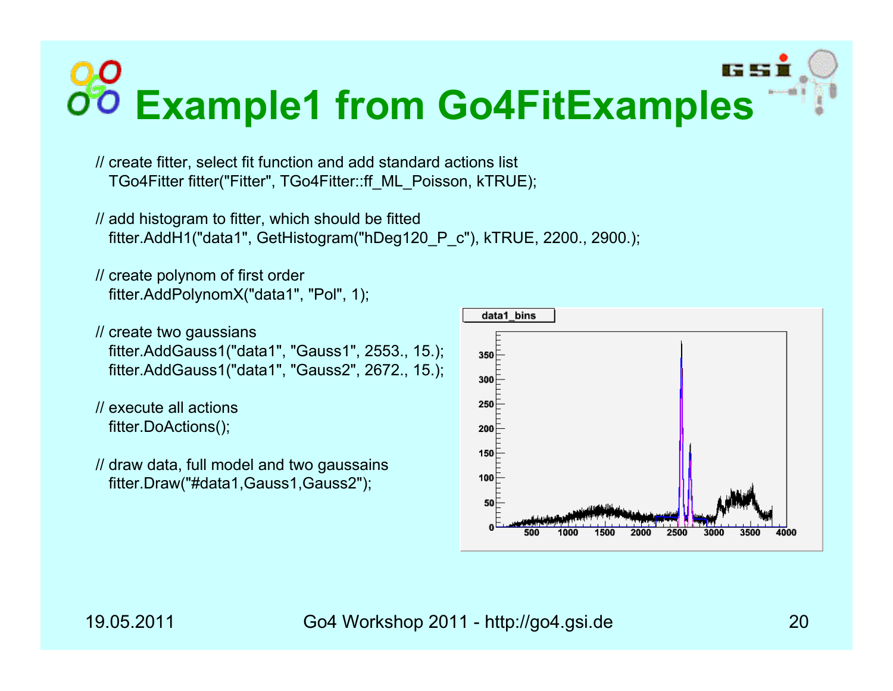# Example1 from Go4FitExamples

```
// create fitter, select fit function and add standard actions list
   TGo4Fitter fitter("Fitter", TGo4Fitter::ff_ML_Poisson, kTRUE);

// add histogram to fitter, which should be fitted
   fitter.AddH1("data1", GetHistogram("hDeg120_P_c"), kTRUE, 2200., 2900.);

// create polynom of first order
   fitter.AddPolynomX("data1", "Pol", 1);

// create two gaussians
   fitter.AddGauss1("data1", "Gauss1", 2553., 15.);
   fitter.AddGauss1("data1", "Gauss2", 2672., 15.);

// execute all actions
   fitter.DoActions();

// draw data, full model and two gaussains
   fitter.Draw("#data1,Gauss1,Gauss2");
```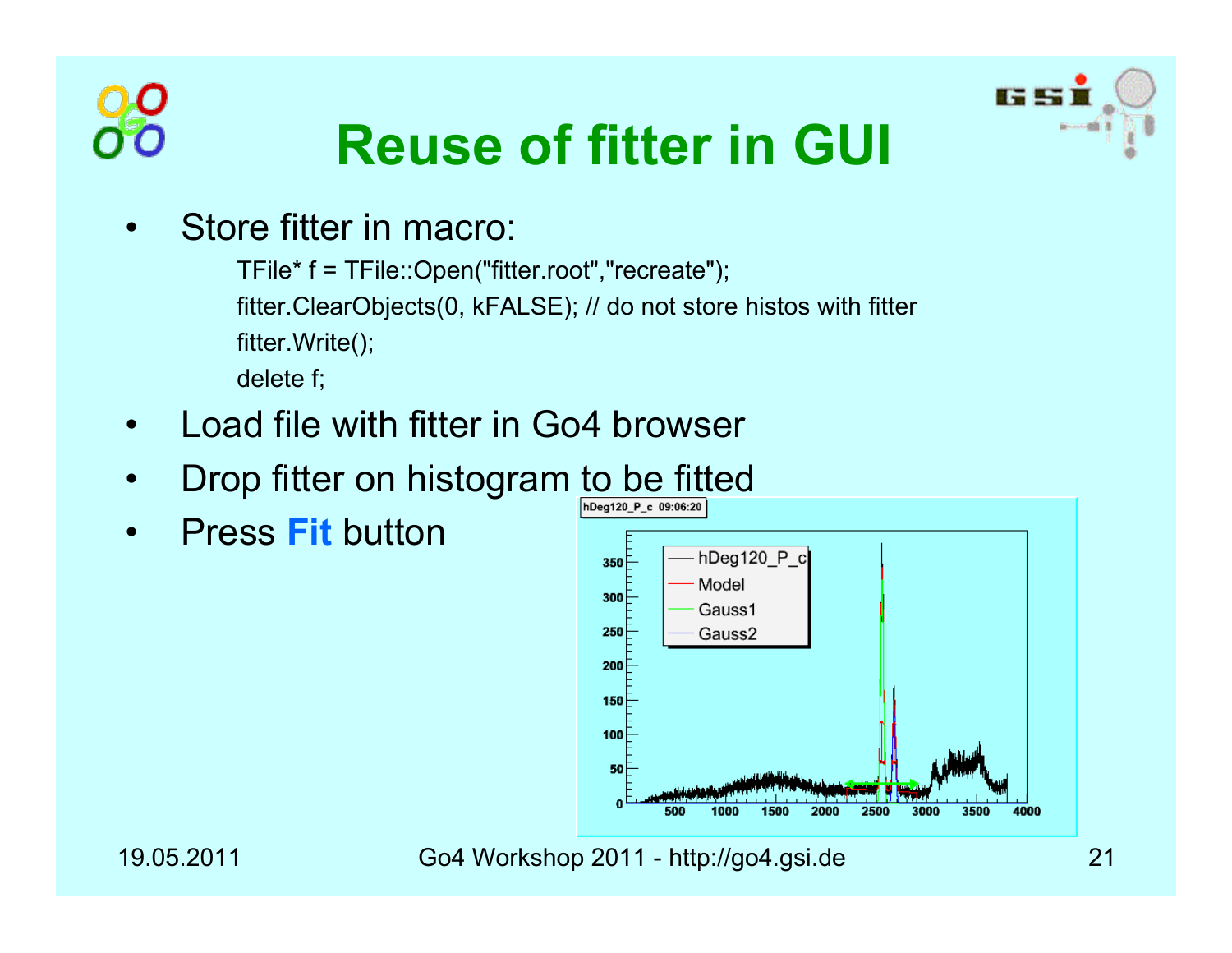# Reuse of fitter in GUI

- Store fitter in macro:

```
TFile* f = TFile::Open("fitter.root","recreate");
fitter.ClearObjects(0, kFALSE); // do not store histos with fitter
fitter.Write();
delete f;
```

- Load file with fitter in Go4 browser
- Drop fitter on histogram to be fitted
- Press **Fit** button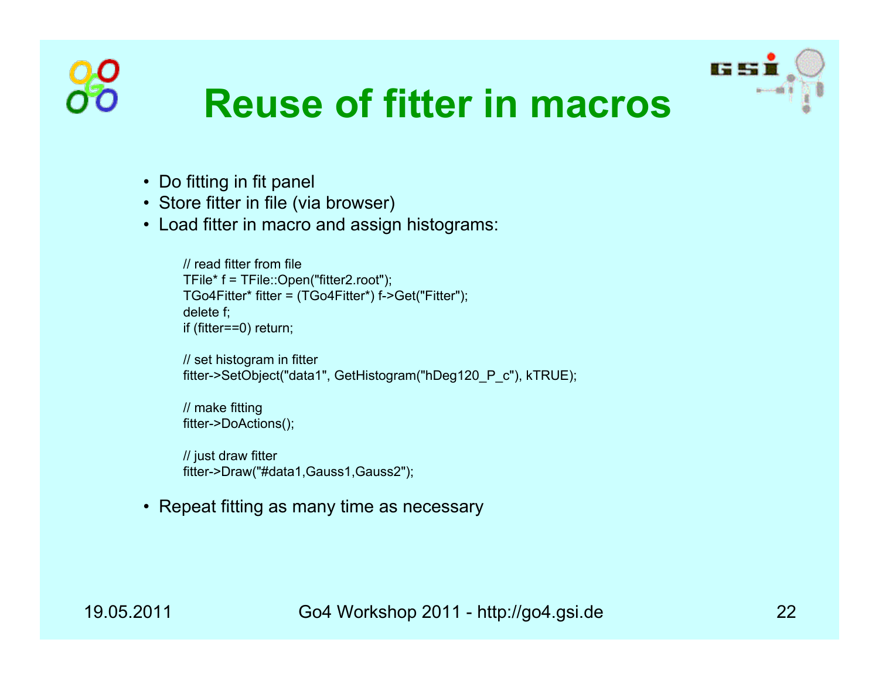# Reuse of fitter in macros

- Do fitting in fit panel
- Store fitter in file (via browser)
- Load fitter in macro and assign histograms:

```
// read fitter from file
TFile* f = TFile::Open("fitter2.root");
TGo4Fitter* fitter = (TGo4Fitter*) f->Get("Fitter");
delete f;
if (fitter==0) return;

// set histogram in fitter
fitter->SetObject("data1", GetHistogram("hDeg120_P_c"), kTRUE);

// make fitting
fitter->DoActions();

// just draw fitter
fitter->Draw("#data1,Gauss1,Gauss2");
```

- Repeat fitting as many time as necessary